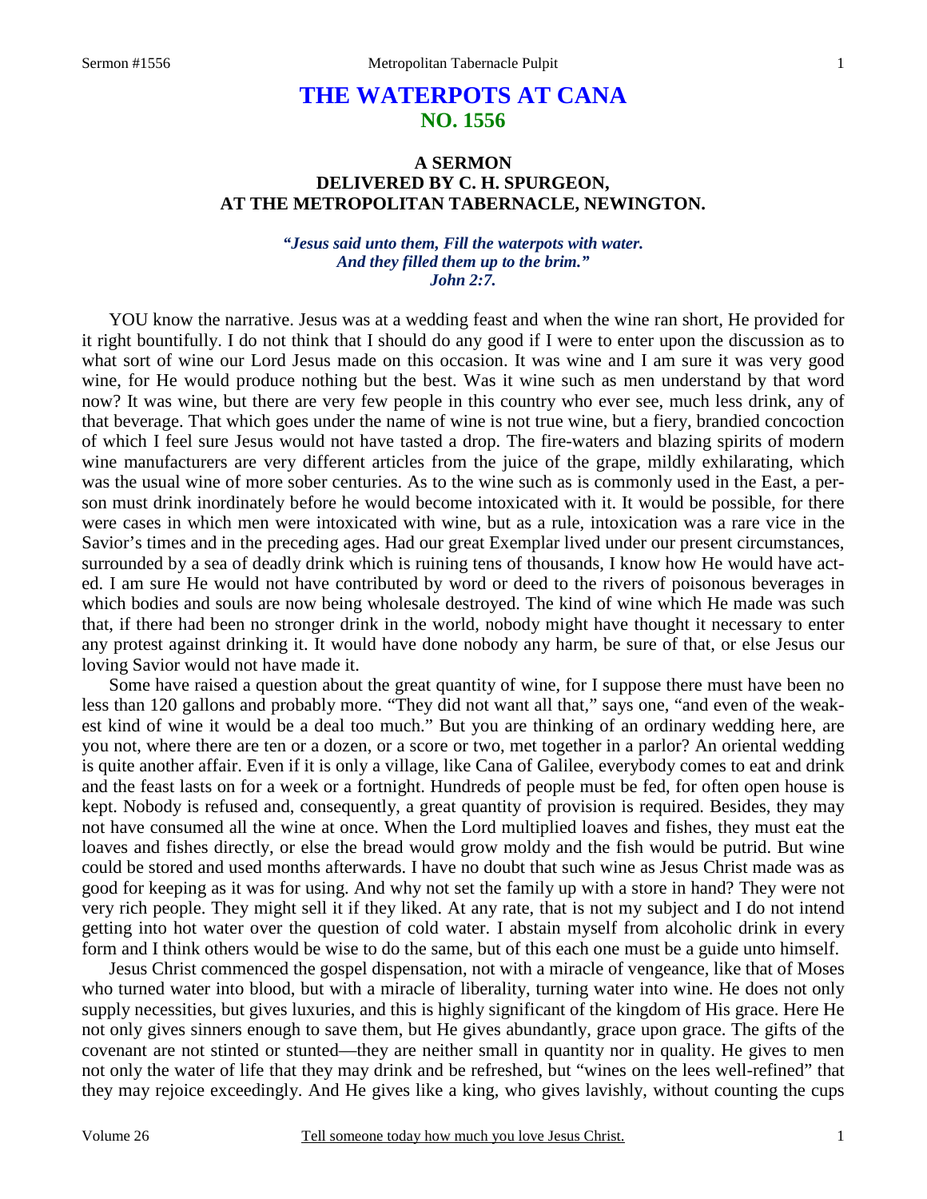# THE WATERPOTS AT CANA
## NO. 1556

### A SERMON
### DELIVERED BY C. H. SPURGEON,
### AT THE METROPOLITAN TABERNACLE, NEWINGTON.

*"Jesus said unto them, Fill the waterpots with water. And they filled them up to the brim." John 2:7.*

YOU know the narrative. Jesus was at a wedding feast and when the wine ran short, He provided for it right bountifully. I do not think that I should do any good if I were to enter upon the discussion as to what sort of wine our Lord Jesus made on this occasion. It was wine and I am sure it was very good wine, for He would produce nothing but the best. Was it wine such as men understand by that word now? It was wine, but there are very few people in this country who ever see, much less drink, any of that beverage. That which goes under the name of wine is not true wine, but a fiery, brandied concoction of which I feel sure Jesus would not have tasted a drop. The fire-waters and blazing spirits of modern wine manufacturers are very different articles from the juice of the grape, mildly exhilarating, which was the usual wine of more sober centuries. As to the wine such as is commonly used in the East, a person must drink inordinately before he would become intoxicated with it. It would be possible, for there were cases in which men were intoxicated with wine, but as a rule, intoxication was a rare vice in the Savior's times and in the preceding ages. Had our great Exemplar lived under our present circumstances, surrounded by a sea of deadly drink which is ruining tens of thousands, I know how He would have acted. I am sure He would not have contributed by word or deed to the rivers of poisonous beverages in which bodies and souls are now being wholesale destroyed. The kind of wine which He made was such that, if there had been no stronger drink in the world, nobody might have thought it necessary to enter any protest against drinking it. It would have done nobody any harm, be sure of that, or else Jesus our loving Savior would not have made it.

Some have raised a question about the great quantity of wine, for I suppose there must have been no less than 120 gallons and probably more. "They did not want all that," says one, "and even of the weakest kind of wine it would be a deal too much." But you are thinking of an ordinary wedding here, are you not, where there are ten or a dozen, or a score or two, met together in a parlor? An oriental wedding is quite another affair. Even if it is only a village, like Cana of Galilee, everybody comes to eat and drink and the feast lasts on for a week or a fortnight. Hundreds of people must be fed, for often open house is kept. Nobody is refused and, consequently, a great quantity of provision is required. Besides, they may not have consumed all the wine at once. When the Lord multiplied loaves and fishes, they must eat the loaves and fishes directly, or else the bread would grow moldy and the fish would be putrid. But wine could be stored and used months afterwards. I have no doubt that such wine as Jesus Christ made was as good for keeping as it was for using. And why not set the family up with a store in hand? They were not very rich people. They might sell it if they liked. At any rate, that is not my subject and I do not intend getting into hot water over the question of cold water. I abstain myself from alcoholic drink in every form and I think others would be wise to do the same, but of this each one must be a guide unto himself.

Jesus Christ commenced the gospel dispensation, not with a miracle of vengeance, like that of Moses who turned water into blood, but with a miracle of liberality, turning water into wine. He does not only supply necessities, but gives luxuries, and this is highly significant of the kingdom of His grace. Here He not only gives sinners enough to save them, but He gives abundantly, grace upon grace. The gifts of the covenant are not stinted or stunted—they are neither small in quantity nor in quality. He gives to men not only the water of life that they may drink and be refreshed, but "wines on the lees well-refined" that they may rejoice exceedingly. And He gives like a king, who gives lavishly, without counting the cups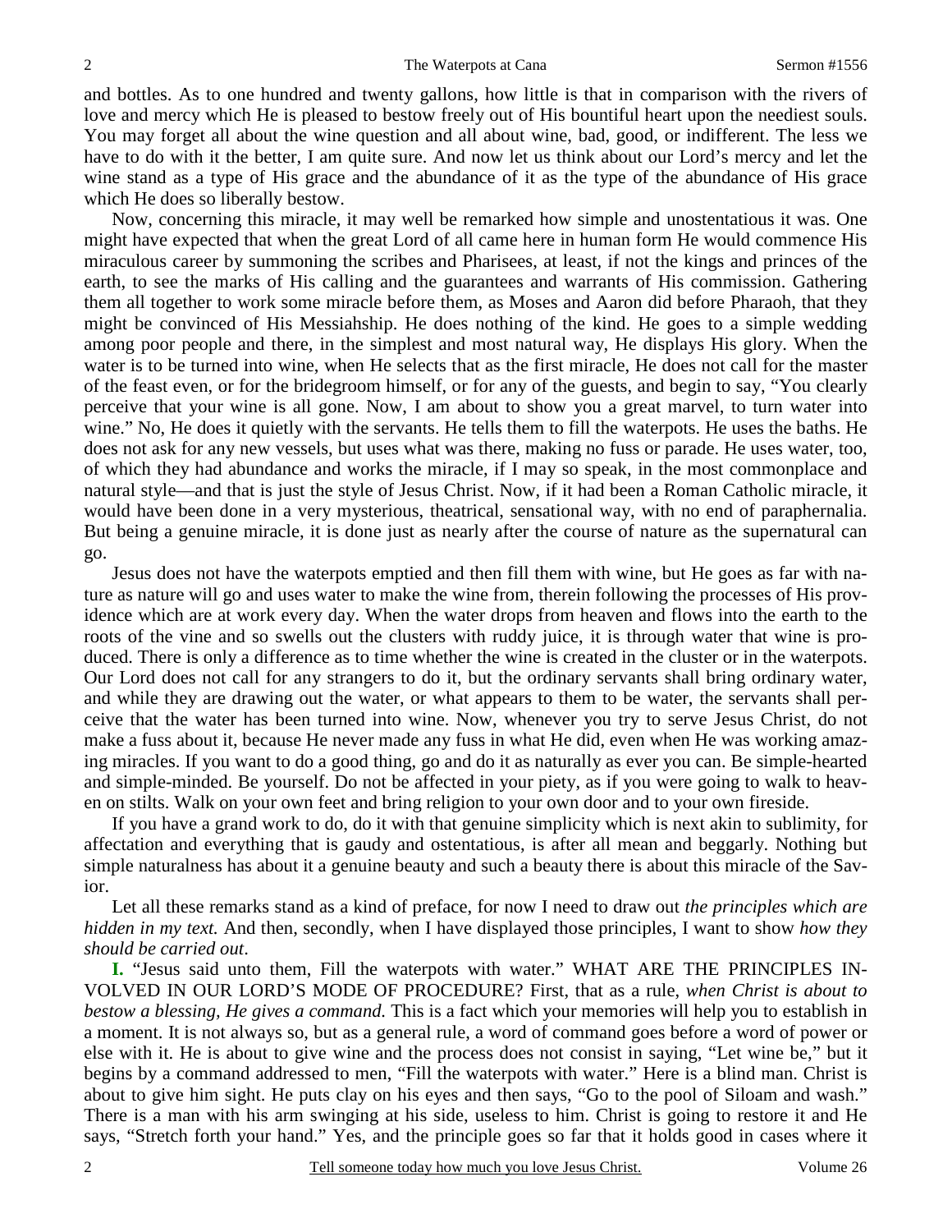and bottles. As to one hundred and twenty gallons, how little is that in comparison with the rivers of love and mercy which He is pleased to bestow freely out of His bountiful heart upon the neediest souls. You may forget all about the wine question and all about wine, bad, good, or indifferent. The less we have to do with it the better, I am quite sure. And now let us think about our Lord's mercy and let the wine stand as a type of His grace and the abundance of it as the type of the abundance of His grace which He does so liberally bestow.

Now, concerning this miracle, it may well be remarked how simple and unostentatious it was. One might have expected that when the great Lord of all came here in human form He would commence His miraculous career by summoning the scribes and Pharisees, at least, if not the kings and princes of the earth, to see the marks of His calling and the guarantees and warrants of His commission. Gathering them all together to work some miracle before them, as Moses and Aaron did before Pharaoh, that they might be convinced of His Messiahship. He does nothing of the kind. He goes to a simple wedding among poor people and there, in the simplest and most natural way, He displays His glory. When the water is to be turned into wine, when He selects that as the first miracle, He does not call for the master of the feast even, or for the bridegroom himself, or for any of the guests, and begin to say, "You clearly perceive that your wine is all gone. Now, I am about to show you a great marvel, to turn water into wine." No, He does it quietly with the servants. He tells them to fill the waterpots. He uses the baths. He does not ask for any new vessels, but uses what was there, making no fuss or parade. He uses water, too, of which they had abundance and works the miracle, if I may so speak, in the most commonplace and natural style—and that is just the style of Jesus Christ. Now, if it had been a Roman Catholic miracle, it would have been done in a very mysterious, theatrical, sensational way, with no end of paraphernalia. But being a genuine miracle, it is done just as nearly after the course of nature as the supernatural can go.

Jesus does not have the waterpots emptied and then fill them with wine, but He goes as far with nature as nature will go and uses water to make the wine from, therein following the processes of His providence which are at work every day. When the water drops from heaven and flows into the earth to the roots of the vine and so swells out the clusters with ruddy juice, it is through water that wine is produced. There is only a difference as to time whether the wine is created in the cluster or in the waterpots. Our Lord does not call for any strangers to do it, but the ordinary servants shall bring ordinary water, and while they are drawing out the water, or what appears to them to be water, the servants shall perceive that the water has been turned into wine. Now, whenever you try to serve Jesus Christ, do not make a fuss about it, because He never made any fuss in what He did, even when He was working amazing miracles. If you want to do a good thing, go and do it as naturally as ever you can. Be simple-hearted and simple-minded. Be yourself. Do not be affected in your piety, as if you were going to walk to heaven on stilts. Walk on your own feet and bring religion to your own door and to your own fireside.

If you have a grand work to do, do it with that genuine simplicity which is next akin to sublimity, for affectation and everything that is gaudy and ostentatious, is after all mean and beggarly. Nothing but simple naturalness has about it a genuine beauty and such a beauty there is about this miracle of the Savior.

Let all these remarks stand as a kind of preface, for now I need to draw out *the principles which are hidden in my text.* And then, secondly, when I have displayed those principles, I want to show *how they should be carried out*.

**I.** "Jesus said unto them, Fill the waterpots with water." WHAT ARE THE PRINCIPLES INVOLVED IN OUR LORD'S MODE OF PROCEDURE? First, that as a rule, *when Christ is about to bestow a blessing, He gives a command.* This is a fact which your memories will help you to establish in a moment. It is not always so, but as a general rule, a word of command goes before a word of power or else with it. He is about to give wine and the process does not consist in saying, "Let wine be," but it begins by a command addressed to men, "Fill the waterpots with water." Here is a blind man. Christ is about to give him sight. He puts clay on his eyes and then says, "Go to the pool of Siloam and wash." There is a man with his arm swinging at his side, useless to him. Christ is going to restore it and He says, "Stretch forth your hand." Yes, and the principle goes so far that it holds good in cases where it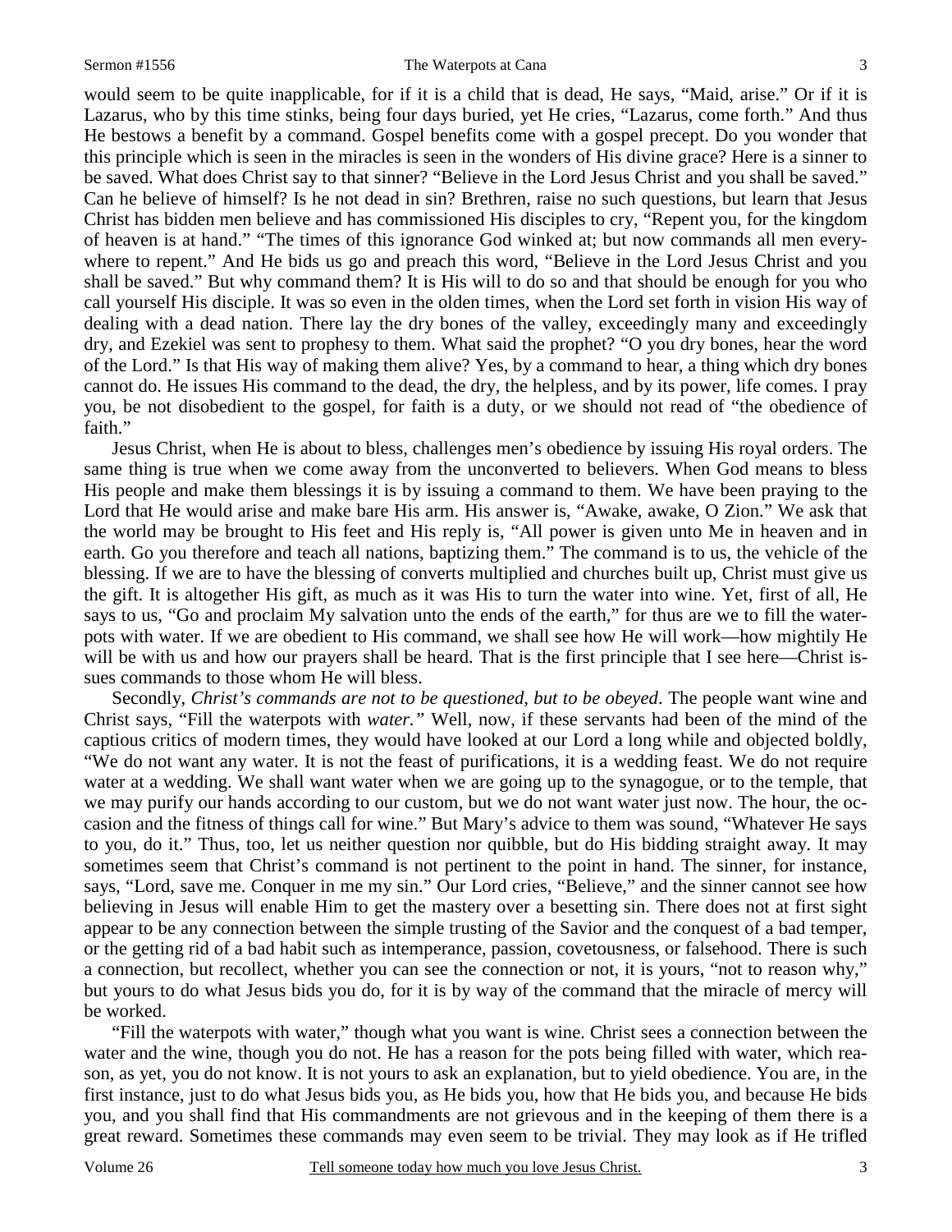would seem to be quite inapplicable, for if it is a child that is dead, He says, "Maid, arise." Or if it is Lazarus, who by this time stinks, being four days buried, yet He cries, "Lazarus, come forth." And thus He bestows a benefit by a command. Gospel benefits come with a gospel precept. Do you wonder that this principle which is seen in the miracles is seen in the wonders of His divine grace? Here is a sinner to be saved. What does Christ say to that sinner? "Believe in the Lord Jesus Christ and you shall be saved." Can he believe of himself? Is he not dead in sin? Brethren, raise no such questions, but learn that Jesus Christ has bidden men believe and has commissioned His disciples to cry, "Repent you, for the kingdom of heaven is at hand." "The times of this ignorance God winked at; but now commands all men everywhere to repent." And He bids us go and preach this word, "Believe in the Lord Jesus Christ and you shall be saved." But why command them? It is His will to do so and that should be enough for you who call yourself His disciple. It was so even in the olden times, when the Lord set forth in vision His way of dealing with a dead nation. There lay the dry bones of the valley, exceedingly many and exceedingly dry, and Ezekiel was sent to prophesy to them. What said the prophet? "O you dry bones, hear the word of the Lord." Is that His way of making them alive? Yes, by a command to hear, a thing which dry bones cannot do. He issues His command to the dead, the dry, the helpless, and by its power, life comes. I pray you, be not disobedient to the gospel, for faith is a duty, or we should not read of "the obedience of faith."

Jesus Christ, when He is about to bless, challenges men's obedience by issuing His royal orders. The same thing is true when we come away from the unconverted to believers. When God means to bless His people and make them blessings it is by issuing a command to them. We have been praying to the Lord that He would arise and make bare His arm. His answer is, "Awake, awake, O Zion." We ask that the world may be brought to His feet and His reply is, "All power is given unto Me in heaven and in earth. Go you therefore and teach all nations, baptizing them." The command is to us, the vehicle of the blessing. If we are to have the blessing of converts multiplied and churches built up, Christ must give us the gift. It is altogether His gift, as much as it was His to turn the water into wine. Yet, first of all, He says to us, "Go and proclaim My salvation unto the ends of the earth," for thus are we to fill the waterpots with water. If we are obedient to His command, we shall see how He will work—how mightily He will be with us and how our prayers shall be heard. That is the first principle that I see here—Christ issues commands to those whom He will bless.

Secondly, *Christ's commands are not to be questioned, but to be obeyed*. The people want wine and Christ says, "Fill the waterpots with *water."* Well, now, if these servants had been of the mind of the captious critics of modern times, they would have looked at our Lord a long while and objected boldly, "We do not want any water. It is not the feast of purifications, it is a wedding feast. We do not require water at a wedding. We shall want water when we are going up to the synagogue, or to the temple, that we may purify our hands according to our custom, but we do not want water just now. The hour, the occasion and the fitness of things call for wine." But Mary's advice to them was sound, "Whatever He says to you, do it." Thus, too, let us neither question nor quibble, but do His bidding straight away. It may sometimes seem that Christ's command is not pertinent to the point in hand. The sinner, for instance, says, "Lord, save me. Conquer in me my sin." Our Lord cries, "Believe," and the sinner cannot see how believing in Jesus will enable Him to get the mastery over a besetting sin. There does not at first sight appear to be any connection between the simple trusting of the Savior and the conquest of a bad temper, or the getting rid of a bad habit such as intemperance, passion, covetousness, or falsehood. There is such a connection, but recollect, whether you can see the connection or not, it is yours, "not to reason why," but yours to do what Jesus bids you do, for it is by way of the command that the miracle of mercy will be worked.

"Fill the waterpots with water," though what you want is wine. Christ sees a connection between the water and the wine, though you do not. He has a reason for the pots being filled with water, which reason, as yet, you do not know. It is not yours to ask an explanation, but to yield obedience. You are, in the first instance, just to do what Jesus bids you, as He bids you, how that He bids you, and because He bids you, and you shall find that His commandments are not grievous and in the keeping of them there is a great reward. Sometimes these commands may even seem to be trivial. They may look as if He trifled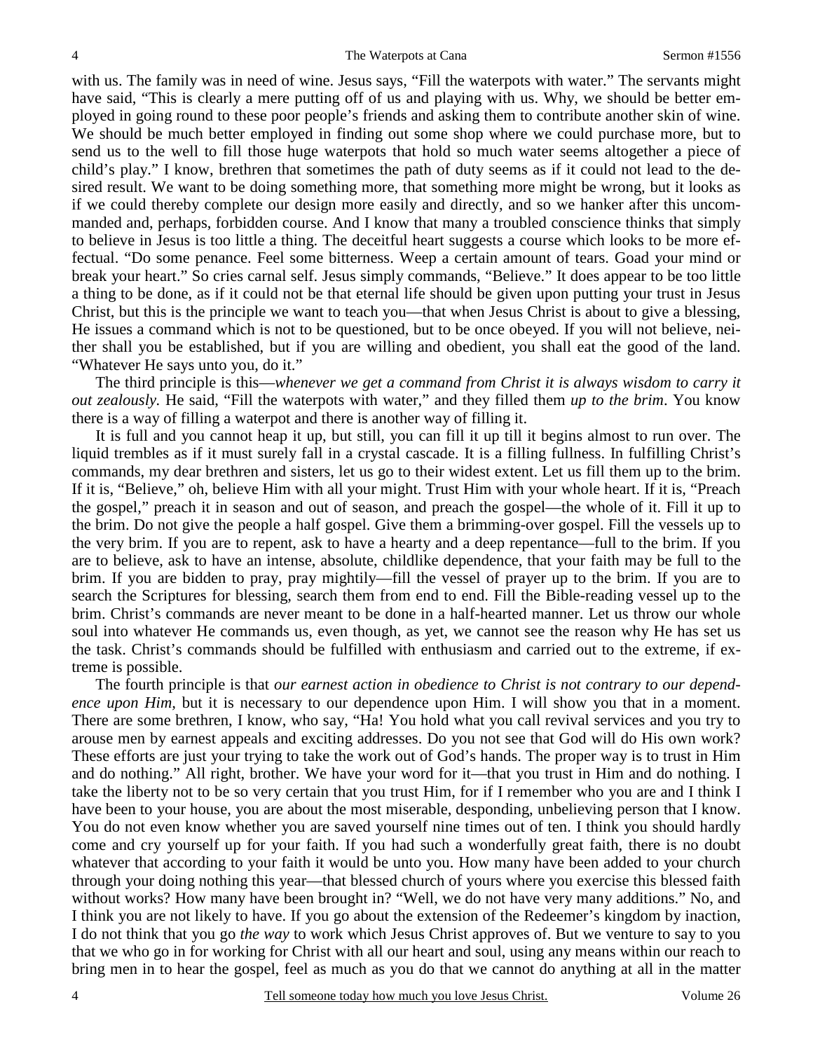with us. The family was in need of wine. Jesus says, "Fill the waterpots with water." The servants might have said, "This is clearly a mere putting off of us and playing with us. Why, we should be better employed in going round to these poor people's friends and asking them to contribute another skin of wine. We should be much better employed in finding out some shop where we could purchase more, but to send us to the well to fill those huge waterpots that hold so much water seems altogether a piece of child's play." I know, brethren that sometimes the path of duty seems as if it could not lead to the desired result. We want to be doing something more, that something more might be wrong, but it looks as if we could thereby complete our design more easily and directly, and so we hanker after this uncommanded and, perhaps, forbidden course. And I know that many a troubled conscience thinks that simply to believe in Jesus is too little a thing. The deceitful heart suggests a course which looks to be more effectual. "Do some penance. Feel some bitterness. Weep a certain amount of tears. Goad your mind or break your heart." So cries carnal self. Jesus simply commands, "Believe." It does appear to be too little a thing to be done, as if it could not be that eternal life should be given upon putting your trust in Jesus Christ, but this is the principle we want to teach you—that when Jesus Christ is about to give a blessing, He issues a command which is not to be questioned, but to be once obeyed. If you will not believe, neither shall you be established, but if you are willing and obedient, you shall eat the good of the land. "Whatever He says unto you, do it."

The third principle is this—*whenever we get a command from Christ it is always wisdom to carry it out zealously.* He said, "Fill the waterpots with water," and they filled them *up to the brim*. You know there is a way of filling a waterpot and there is another way of filling it.

It is full and you cannot heap it up, but still, you can fill it up till it begins almost to run over. The liquid trembles as if it must surely fall in a crystal cascade. It is a filling fullness. In fulfilling Christ's commands, my dear brethren and sisters, let us go to their widest extent. Let us fill them up to the brim. If it is, "Believe," oh, believe Him with all your might. Trust Him with your whole heart. If it is, "Preach the gospel," preach it in season and out of season, and preach the gospel—the whole of it. Fill it up to the brim. Do not give the people a half gospel. Give them a brimming-over gospel. Fill the vessels up to the very brim. If you are to repent, ask to have a hearty and a deep repentance—full to the brim. If you are to believe, ask to have an intense, absolute, childlike dependence, that your faith may be full to the brim. If you are bidden to pray, pray mightily—fill the vessel of prayer up to the brim. If you are to search the Scriptures for blessing, search them from end to end. Fill the Bible-reading vessel up to the brim. Christ's commands are never meant to be done in a half-hearted manner. Let us throw our whole soul into whatever He commands us, even though, as yet, we cannot see the reason why He has set us the task. Christ's commands should be fulfilled with enthusiasm and carried out to the extreme, if extreme is possible.

The fourth principle is that *our earnest action in obedience to Christ is not contrary to our dependence upon Him,* but it is necessary to our dependence upon Him. I will show you that in a moment. There are some brethren, I know, who say, "Ha! You hold what you call revival services and you try to arouse men by earnest appeals and exciting addresses. Do you not see that God will do His own work? These efforts are just your trying to take the work out of God's hands. The proper way is to trust in Him and do nothing." All right, brother. We have your word for it—that you trust in Him and do nothing. I take the liberty not to be so very certain that you trust Him, for if I remember who you are and I think I have been to your house, you are about the most miserable, desponding, unbelieving person that I know. You do not even know whether you are saved yourself nine times out of ten. I think you should hardly come and cry yourself up for your faith. If you had such a wonderfully great faith, there is no doubt whatever that according to your faith it would be unto you. How many have been added to your church through your doing nothing this year—that blessed church of yours where you exercise this blessed faith without works? How many have been brought in? "Well, we do not have very many additions." No, and I think you are not likely to have. If you go about the extension of the Redeemer's kingdom by inaction, I do not think that you go *the way* to work which Jesus Christ approves of. But we venture to say to you that we who go in for working for Christ with all our heart and soul, using any means within our reach to bring men in to hear the gospel, feel as much as you do that we cannot do anything at all in the matter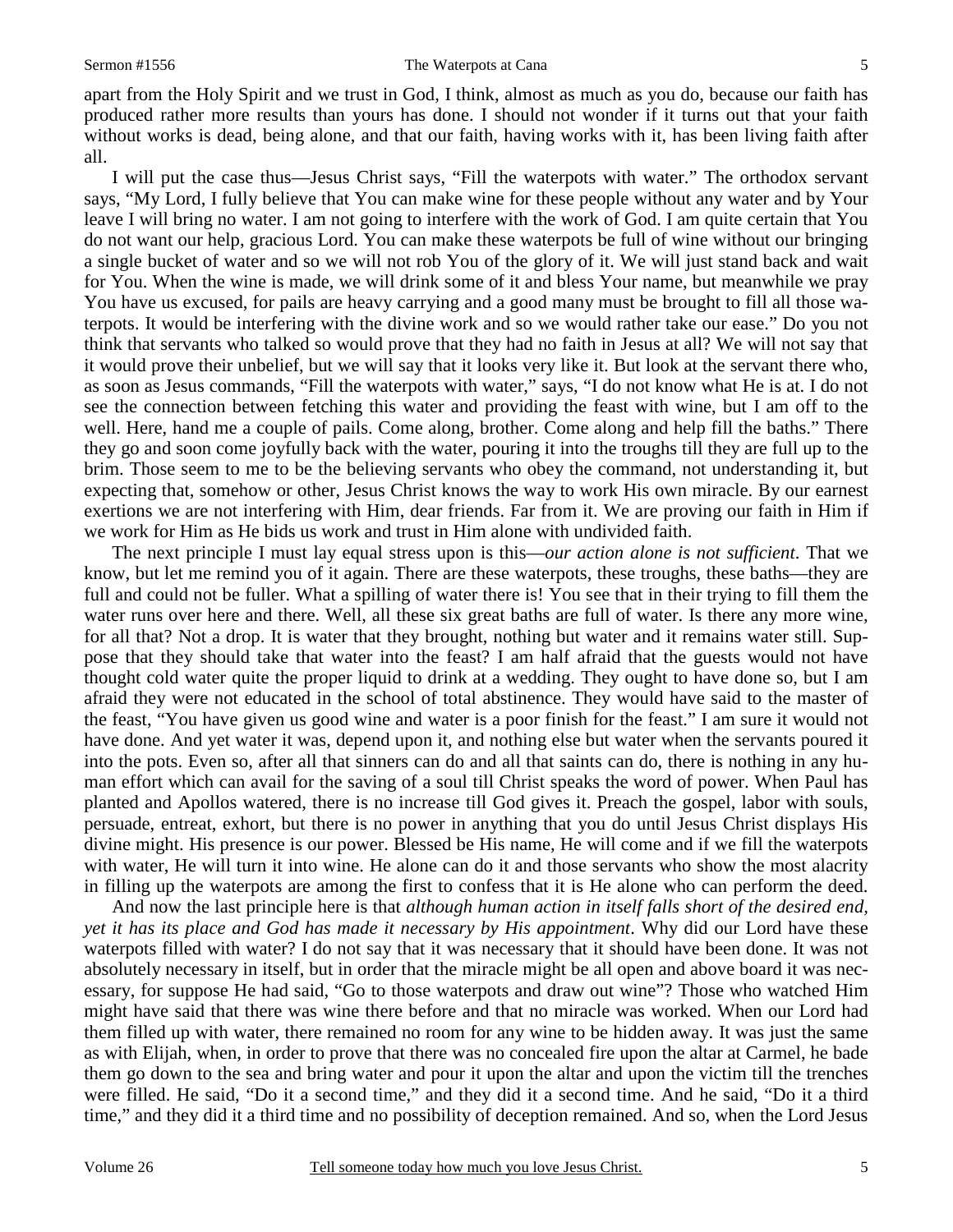apart from the Holy Spirit and we trust in God, I think, almost as much as you do, because our faith has produced rather more results than yours has done. I should not wonder if it turns out that your faith without works is dead, being alone, and that our faith, having works with it, has been living faith after all.

I will put the case thus—Jesus Christ says, "Fill the waterpots with water." The orthodox servant says, "My Lord, I fully believe that You can make wine for these people without any water and by Your leave I will bring no water. I am not going to interfere with the work of God. I am quite certain that You do not want our help, gracious Lord. You can make these waterpots be full of wine without our bringing a single bucket of water and so we will not rob You of the glory of it. We will just stand back and wait for You. When the wine is made, we will drink some of it and bless Your name, but meanwhile we pray You have us excused, for pails are heavy carrying and a good many must be brought to fill all those waterpots. It would be interfering with the divine work and so we would rather take our ease." Do you not think that servants who talked so would prove that they had no faith in Jesus at all? We will not say that it would prove their unbelief, but we will say that it looks very like it. But look at the servant there who, as soon as Jesus commands, "Fill the waterpots with water," says, "I do not know what He is at. I do not see the connection between fetching this water and providing the feast with wine, but I am off to the well. Here, hand me a couple of pails. Come along, brother. Come along and help fill the baths." There they go and soon come joyfully back with the water, pouring it into the troughs till they are full up to the brim. Those seem to me to be the believing servants who obey the command, not understanding it, but expecting that, somehow or other, Jesus Christ knows the way to work His own miracle. By our earnest exertions we are not interfering with Him, dear friends. Far from it. We are proving our faith in Him if we work for Him as He bids us work and trust in Him alone with undivided faith.

The next principle I must lay equal stress upon is this—*our action alone is not sufficient*. That we know, but let me remind you of it again. There are these waterpots, these troughs, these baths—they are full and could not be fuller. What a spilling of water there is! You see that in their trying to fill them the water runs over here and there. Well, all these six great baths are full of water. Is there any more wine, for all that? Not a drop. It is water that they brought, nothing but water and it remains water still. Suppose that they should take that water into the feast? I am half afraid that the guests would not have thought cold water quite the proper liquid to drink at a wedding. They ought to have done so, but I am afraid they were not educated in the school of total abstinence. They would have said to the master of the feast, "You have given us good wine and water is a poor finish for the feast." I am sure it would not have done. And yet water it was, depend upon it, and nothing else but water when the servants poured it into the pots. Even so, after all that sinners can do and all that saints can do, there is nothing in any human effort which can avail for the saving of a soul till Christ speaks the word of power. When Paul has planted and Apollos watered, there is no increase till God gives it. Preach the gospel, labor with souls, persuade, entreat, exhort, but there is no power in anything that you do until Jesus Christ displays His divine might. His presence is our power. Blessed be His name, He will come and if we fill the waterpots with water, He will turn it into wine. He alone can do it and those servants who show the most alacrity in filling up the waterpots are among the first to confess that it is He alone who can perform the deed.

And now the last principle here is that *although human action in itself falls short of the desired end, yet it has its place and God has made it necessary by His appointment*. Why did our Lord have these waterpots filled with water? I do not say that it was necessary that it should have been done. It was not absolutely necessary in itself, but in order that the miracle might be all open and above board it was necessary, for suppose He had said, "Go to those waterpots and draw out wine"? Those who watched Him might have said that there was wine there before and that no miracle was worked. When our Lord had them filled up with water, there remained no room for any wine to be hidden away. It was just the same as with Elijah, when, in order to prove that there was no concealed fire upon the altar at Carmel, he bade them go down to the sea and bring water and pour it upon the altar and upon the victim till the trenches were filled. He said, "Do it a second time," and they did it a second time. And he said, "Do it a third time," and they did it a third time and no possibility of deception remained. And so, when the Lord Jesus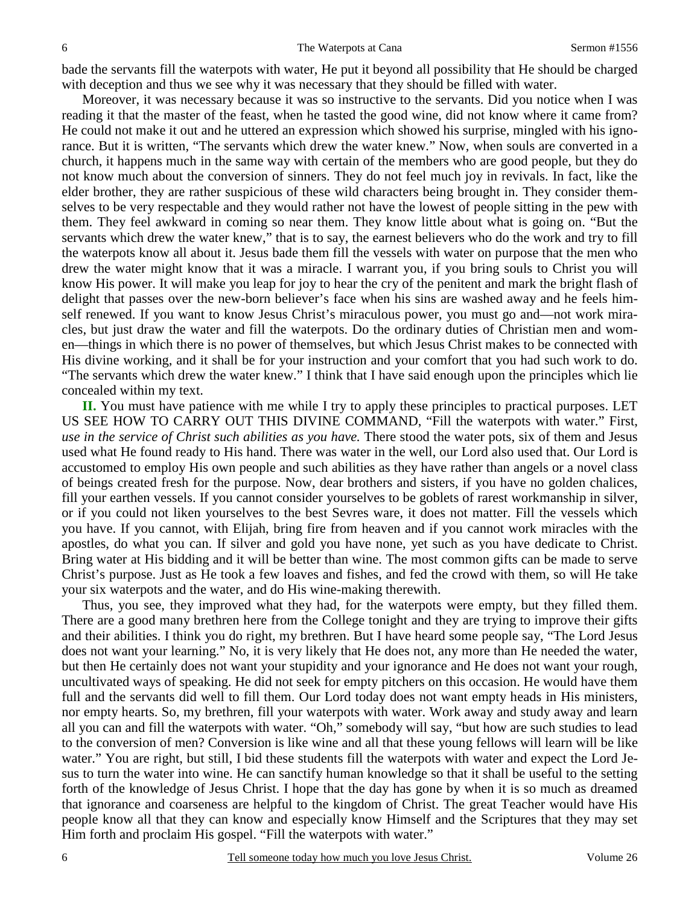bade the servants fill the waterpots with water, He put it beyond all possibility that He should be charged with deception and thus we see why it was necessary that they should be filled with water.

Moreover, it was necessary because it was so instructive to the servants. Did you notice when I was reading it that the master of the feast, when he tasted the good wine, did not know where it came from? He could not make it out and he uttered an expression which showed his surprise, mingled with his ignorance. But it is written, "The servants which drew the water knew." Now, when souls are converted in a church, it happens much in the same way with certain of the members who are good people, but they do not know much about the conversion of sinners. They do not feel much joy in revivals. In fact, like the elder brother, they are rather suspicious of these wild characters being brought in. They consider themselves to be very respectable and they would rather not have the lowest of people sitting in the pew with them. They feel awkward in coming so near them. They know little about what is going on. "But the servants which drew the water knew," that is to say, the earnest believers who do the work and try to fill the waterpots know all about it. Jesus bade them fill the vessels with water on purpose that the men who drew the water might know that it was a miracle. I warrant you, if you bring souls to Christ you will know His power. It will make you leap for joy to hear the cry of the penitent and mark the bright flash of delight that passes over the new-born believer's face when his sins are washed away and he feels himself renewed. If you want to know Jesus Christ's miraculous power, you must go and—not work miracles, but just draw the water and fill the waterpots. Do the ordinary duties of Christian men and women—things in which there is no power of themselves, but which Jesus Christ makes to be connected with His divine working, and it shall be for your instruction and your comfort that you had such work to do. "The servants which drew the water knew." I think that I have said enough upon the principles which lie concealed within my text.

**II.** You must have patience with me while I try to apply these principles to practical purposes. LET US SEE HOW TO CARRY OUT THIS DIVINE COMMAND, "Fill the waterpots with water." First, *use in the service of Christ such abilities as you have.* There stood the water pots, six of them and Jesus used what He found ready to His hand. There was water in the well, our Lord also used that. Our Lord is accustomed to employ His own people and such abilities as they have rather than angels or a novel class of beings created fresh for the purpose. Now, dear brothers and sisters, if you have no golden chalices, fill your earthen vessels. If you cannot consider yourselves to be goblets of rarest workmanship in silver, or if you could not liken yourselves to the best Sevres ware, it does not matter. Fill the vessels which you have. If you cannot, with Elijah, bring fire from heaven and if you cannot work miracles with the apostles, do what you can. If silver and gold you have none, yet such as you have dedicate to Christ. Bring water at His bidding and it will be better than wine. The most common gifts can be made to serve Christ's purpose. Just as He took a few loaves and fishes, and fed the crowd with them, so will He take your six waterpots and the water, and do His wine-making therewith.

Thus, you see, they improved what they had, for the waterpots were empty, but they filled them. There are a good many brethren here from the College tonight and they are trying to improve their gifts and their abilities. I think you do right, my brethren. But I have heard some people say, "The Lord Jesus does not want your learning." No, it is very likely that He does not, any more than He needed the water, but then He certainly does not want your stupidity and your ignorance and He does not want your rough, uncultivated ways of speaking. He did not seek for empty pitchers on this occasion. He would have them full and the servants did well to fill them. Our Lord today does not want empty heads in His ministers, nor empty hearts. So, my brethren, fill your waterpots with water. Work away and study away and learn all you can and fill the waterpots with water. "Oh," somebody will say, "but how are such studies to lead to the conversion of men? Conversion is like wine and all that these young fellows will learn will be like water." You are right, but still, I bid these students fill the waterpots with water and expect the Lord Jesus to turn the water into wine. He can sanctify human knowledge so that it shall be useful to the setting forth of the knowledge of Jesus Christ. I hope that the day has gone by when it is so much as dreamed that ignorance and coarseness are helpful to the kingdom of Christ. The great Teacher would have His people know all that they can know and especially know Himself and the Scriptures that they may set Him forth and proclaim His gospel. "Fill the waterpots with water."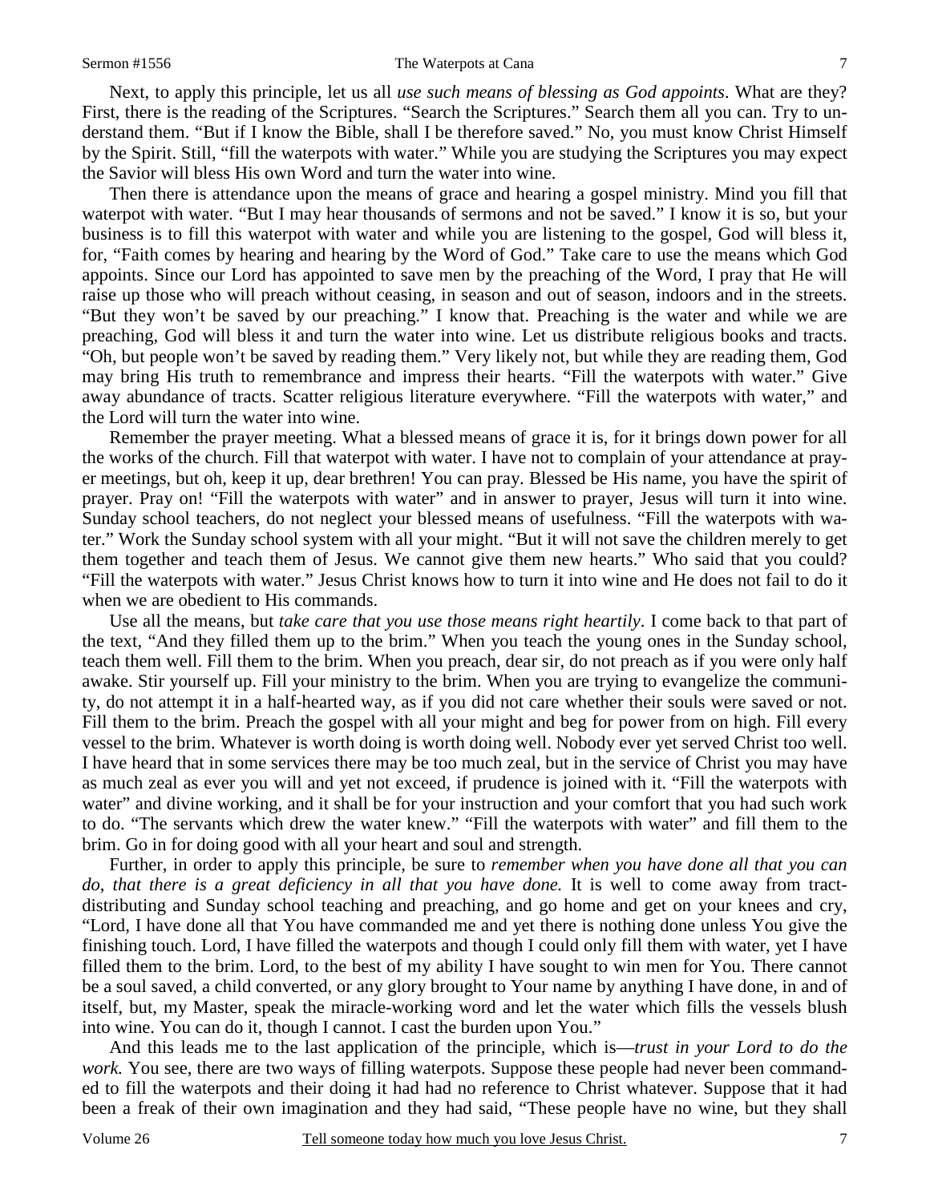Next, to apply this principle, let us all *use such means of blessing as God appoints*. What are they? First, there is the reading of the Scriptures. "Search the Scriptures." Search them all you can. Try to understand them. "But if I know the Bible, shall I be therefore saved." No, you must know Christ Himself by the Spirit. Still, "fill the waterpots with water." While you are studying the Scriptures you may expect the Savior will bless His own Word and turn the water into wine.

Then there is attendance upon the means of grace and hearing a gospel ministry. Mind you fill that waterpot with water. "But I may hear thousands of sermons and not be saved." I know it is so, but your business is to fill this waterpot with water and while you are listening to the gospel, God will bless it, for, "Faith comes by hearing and hearing by the Word of God." Take care to use the means which God appoints. Since our Lord has appointed to save men by the preaching of the Word, I pray that He will raise up those who will preach without ceasing, in season and out of season, indoors and in the streets. "But they won't be saved by our preaching." I know that. Preaching is the water and while we are preaching, God will bless it and turn the water into wine. Let us distribute religious books and tracts. "Oh, but people won't be saved by reading them." Very likely not, but while they are reading them, God may bring His truth to remembrance and impress their hearts. "Fill the waterpots with water." Give away abundance of tracts. Scatter religious literature everywhere. "Fill the waterpots with water," and the Lord will turn the water into wine.

Remember the prayer meeting. What a blessed means of grace it is, for it brings down power for all the works of the church. Fill that waterpot with water. I have not to complain of your attendance at prayer meetings, but oh, keep it up, dear brethren! You can pray. Blessed be His name, you have the spirit of prayer. Pray on! "Fill the waterpots with water" and in answer to prayer, Jesus will turn it into wine. Sunday school teachers, do not neglect your blessed means of usefulness. "Fill the waterpots with water." Work the Sunday school system with all your might. "But it will not save the children merely to get them together and teach them of Jesus. We cannot give them new hearts." Who said that you could? "Fill the waterpots with water." Jesus Christ knows how to turn it into wine and He does not fail to do it when we are obedient to His commands.

Use all the means, but *take care that you use those means right heartily*. I come back to that part of the text, "And they filled them up to the brim." When you teach the young ones in the Sunday school, teach them well. Fill them to the brim. When you preach, dear sir, do not preach as if you were only half awake. Stir yourself up. Fill your ministry to the brim. When you are trying to evangelize the community, do not attempt it in a half-hearted way, as if you did not care whether their souls were saved or not. Fill them to the brim. Preach the gospel with all your might and beg for power from on high. Fill every vessel to the brim. Whatever is worth doing is worth doing well. Nobody ever yet served Christ too well. I have heard that in some services there may be too much zeal, but in the service of Christ you may have as much zeal as ever you will and yet not exceed, if prudence is joined with it. "Fill the waterpots with water" and divine working, and it shall be for your instruction and your comfort that you had such work to do. "The servants which drew the water knew." "Fill the waterpots with water" and fill them to the brim. Go in for doing good with all your heart and soul and strength.

Further, in order to apply this principle, be sure to *remember when you have done all that you can do, that there is a great deficiency in all that you have done.* It is well to come away from tract-distributing and Sunday school teaching and preaching, and go home and get on your knees and cry, "Lord, I have done all that You have commanded me and yet there is nothing done unless You give the finishing touch. Lord, I have filled the waterpots and though I could only fill them with water, yet I have filled them to the brim. Lord, to the best of my ability I have sought to win men for You. There cannot be a soul saved, a child converted, or any glory brought to Your name by anything I have done, in and of itself, but, my Master, speak the miracle-working word and let the water which fills the vessels blush into wine. You can do it, though I cannot. I cast the burden upon You."

And this leads me to the last application of the principle, which is—*trust in your Lord to do the work.* You see, there are two ways of filling waterpots. Suppose these people had never been commanded to fill the waterpots and their doing it had had no reference to Christ whatever. Suppose that it had been a freak of their own imagination and they had said, "These people have no wine, but they shall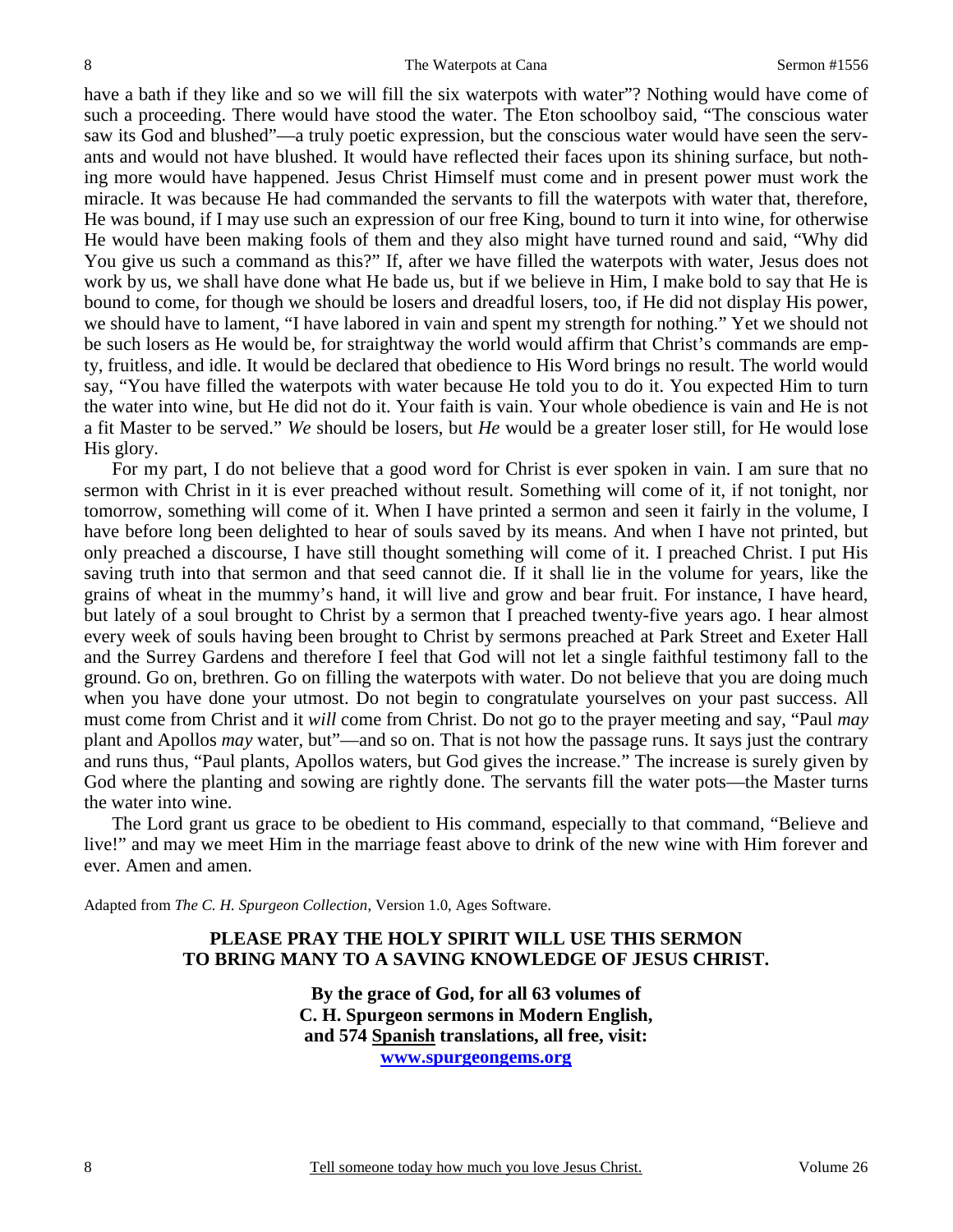have a bath if they like and so we will fill the six waterpots with water"? Nothing would have come of such a proceeding. There would have stood the water. The Eton schoolboy said, "The conscious water saw its God and blushed"—a truly poetic expression, but the conscious water would have seen the servants and would not have blushed. It would have reflected their faces upon its shining surface, but nothing more would have happened. Jesus Christ Himself must come and in present power must work the miracle. It was because He had commanded the servants to fill the waterpots with water that, therefore, He was bound, if I may use such an expression of our free King, bound to turn it into wine, for otherwise He would have been making fools of them and they also might have turned round and said, "Why did You give us such a command as this?" If, after we have filled the waterpots with water, Jesus does not work by us, we shall have done what He bade us, but if we believe in Him, I make bold to say that He is bound to come, for though we should be losers and dreadful losers, too, if He did not display His power, we should have to lament, "I have labored in vain and spent my strength for nothing." Yet we should not be such losers as He would be, for straightway the world would affirm that Christ's commands are empty, fruitless, and idle. It would be declared that obedience to His Word brings no result. The world would say, "You have filled the waterpots with water because He told you to do it. You expected Him to turn the water into wine, but He did not do it. Your faith is vain. Your whole obedience is vain and He is not a fit Master to be served." *We* should be losers, but *He* would be a greater loser still, for He would lose His glory.

For my part, I do not believe that a good word for Christ is ever spoken in vain. I am sure that no sermon with Christ in it is ever preached without result. Something will come of it, if not tonight, nor tomorrow, something will come of it. When I have printed a sermon and seen it fairly in the volume, I have before long been delighted to hear of souls saved by its means. And when I have not printed, but only preached a discourse, I have still thought something will come of it. I preached Christ. I put His saving truth into that sermon and that seed cannot die. If it shall lie in the volume for years, like the grains of wheat in the mummy's hand, it will live and grow and bear fruit. For instance, I have heard, but lately of a soul brought to Christ by a sermon that I preached twenty-five years ago. I hear almost every week of souls having been brought to Christ by sermons preached at Park Street and Exeter Hall and the Surrey Gardens and therefore I feel that God will not let a single faithful testimony fall to the ground. Go on, brethren. Go on filling the waterpots with water. Do not believe that you are doing much when you have done your utmost. Do not begin to congratulate yourselves on your past success. All must come from Christ and it *will* come from Christ. Do not go to the prayer meeting and say, "Paul *may* plant and Apollos *may* water, but"—and so on. That is not how the passage runs. It says just the contrary and runs thus, "Paul plants, Apollos waters, but God gives the increase." The increase is surely given by God where the planting and sowing are rightly done. The servants fill the water pots—the Master turns the water into wine.

The Lord grant us grace to be obedient to His command, especially to that command, "Believe and live!" and may we meet Him in the marriage feast above to drink of the new wine with Him forever and ever. Amen and amen.

Adapted from *The C. H. Spurgeon Collection,* Version 1.0, Ages Software.

**PLEASE PRAY THE HOLY SPIRIT WILL USE THIS SERMON TO BRING MANY TO A SAVING KNOWLEDGE OF JESUS CHRIST.**

**By the grace of God, for all 63 volumes of C. H. Spurgeon sermons in Modern English, and 574 Spanish translations, all free, visit: www.spurgeongems.org**